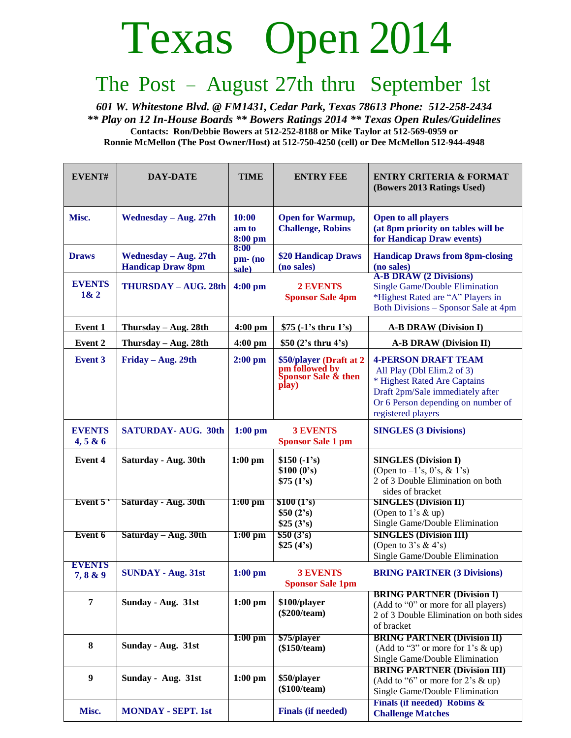# Texas Open 2014

## The Post – August 27th thru September 1st

***601 W. Whitestone Blvd. @ FM1431, Cedar Park, Texas 78613 Phone: 512-258-2434***
***** Play on 12 In-House Boards ** Bowers Ratings 2014 ** Texas Open Rules/Guidelines***
**Contacts: Ron/Debbie Bowers at 512-252-8188 or Mike Taylor at 512-569-0959 or**
**Ronnie McMellon (The Post Owner/Host) at 512-750-4250 (cell) or Dee McMellon 512-944-4948**

| EVENT# | DAY-DATE | TIME | ENTRY FEE | ENTRY CRITERIA & FORMAT (Bowers 2013 Ratings Used) |
|---|---|---|---|---|
| **Misc.** | **Wednesday – Aug. 27th** | **10:00 am to 8:00 pm** | **Open for Warmup, Challenge, Robins** | **Open to all players (at 8pm priority on tables will be for Handicap Draw events)** |
| **Draws** | **Wednesday – Aug. 27th Handicap Draw 8pm** | **8:00 pm- (no sale)** | **$20 Handicap Draws (no sales)** | **Handicap Draws from 8pm-closing (no sales)** |
| **EVENTS 1& 2** | **THURSDAY – AUG. 28th** | **4:00 pm** | **2 EVENTS Sponsor Sale 4pm** | **A-B DRAW (2 Divisions)** Single Game/Double Elimination *Highest Rated are "A" Players in Both Divisions – Sponsor Sale at 4pm |
| **Event 1** | **Thursday – Aug. 28th** | **4:00 pm** | **$75 (-1's thru 1's)** | **A-B DRAW (Division I)** |
| **Event 2** | **Thursday – Aug. 28th** | **4:00 pm** | **$50 (2's thru 4's)** | **A-B DRAW (Division II)** |
| **Event 3** | **Friday – Aug. 29th** | **2:00 pm** | **$50/player (Draft at 2 pm followed by Sponsor Sale & then play)** | **4-PERSON DRAFT TEAM** All Play (Dbl Elim.2 of 3) * Highest Rated Are Captains Draft 2pm/Sale immediately after Or 6 Person depending on number of registered players |
| **EVENTS 4, 5 & 6** | **SATURDAY- AUG. 30th** | **1:00 pm** | **3 EVENTS Sponsor Sale 1 pm** | **SINGLES (3 Divisions)** |
| **Event 4** | **Saturday - Aug. 30th** | **1:00 pm** | **$150 (-1's) $100 (0's) $75 (1's)** | **SINGLES (Division I)** (Open to –1's, 0's, & 1's) 2 of 3 Double Elimination on both sides of bracket |
| **Event 5** | **Saturday - Aug. 30th** | **1:00 pm** | **$100 (1's) $50 (2's) $25 (3's)** | **SINGLES (Division II)** (Open to 1's & up) Single Game/Double Elimination |
| **Event 6** | **Saturday – Aug. 30th** | **1:00 pm** | **$50 (3's) $25 (4's)** | **SINGLES (Division III)** (Open to 3's & 4's) Single Game/Double Elimination |
| **EVENTS 7, 8 & 9** | **SUNDAY - Aug. 31st** | **1:00 pm** | **3 EVENTS Sponsor Sale 1pm** | **BRING PARTNER (3 Divisions)** |
| **7** | **Sunday - Aug. 31st** | **1:00 pm** | **$100/player ($200/team)** | **BRING PARTNER (Division I)** (Add to "0" or more for all players) 2 of 3 Double Elimination on both sides of bracket |
| **8** | **Sunday - Aug. 31st** | **1:00 pm** | **$75/player ($150/team)** | **BRING PARTNER (Division II)** (Add to "3" or more for 1's & up) Single Game/Double Elimination |
| **9** | **Sunday - Aug. 31st** | **1:00 pm** | **$50/player ($100/team)** | **BRING PARTNER (Division III)** (Add to "6" or more for 2's & up) Single Game/Double Elimination |
| **Misc.** | **MONDAY - SEPT. 1st** | | **Finals (if needed)** | **Finals (if needed) Robins & Challenge Matches** |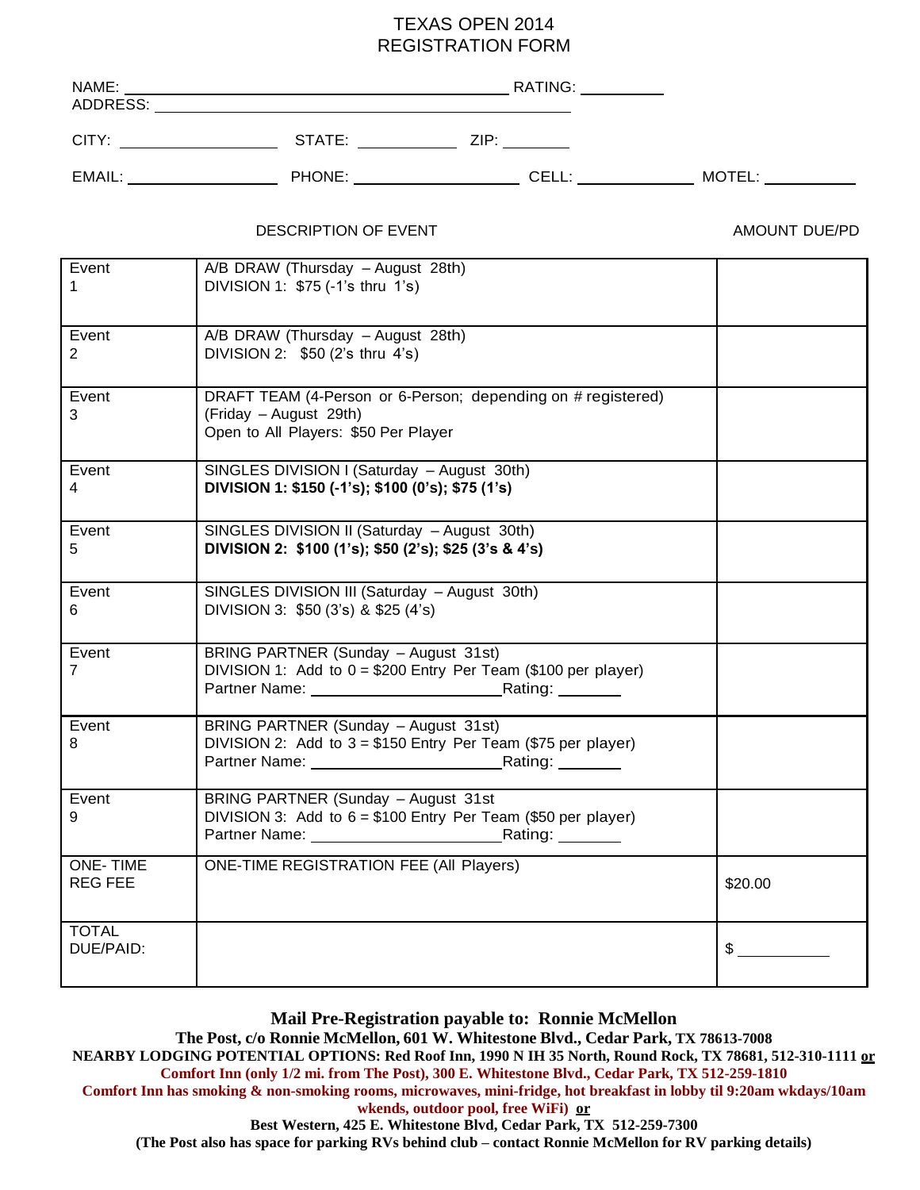# TEXAS OPEN 2014
# REGISTRATION FORM

NAME: ______________________________ RATING: __________
ADDRESS: ______________________________

CITY: ________________ STATE: __________ ZIP: ________

EMAIL: ________________ PHONE: ________________ CELL: ____________ MOTEL: __________

| | DESCRIPTION OF EVENT | AMOUNT DUE/PD |
|---|---|---|
| Event 1 | A/B DRAW (Thursday – August 28th)<br>DIVISION 1: $75 (-1's thru 1's) | |
| Event 2 | A/B DRAW (Thursday – August 28th)<br>DIVISION 2: $50 (2's thru 4's) | |
| Event 3 | DRAFT TEAM (4-Person or 6-Person; depending on # registered)<br>(Friday – August 29th)<br>Open to All Players: $50 Per Player | |
| Event 4 | SINGLES DIVISION I (Saturday – August 30th)<br>**DIVISION 1: $150 (-1's); $100 (0's); $75 (1's)** | |
| Event 5 | SINGLES DIVISION II (Saturday – August 30th)<br>**DIVISION 2: $100 (1's); $50 (2's); $25 (3's & 4's)** | |
| Event 6 | SINGLES DIVISION III (Saturday – August 30th)<br>DIVISION 3: $50 (3's) & $25 (4's) | |
| Event 7 | BRING PARTNER (Sunday – August 31st)<br>DIVISION 1: Add to 0 = $200 Entry Per Team ($100 per player)<br>Partner Name: ____________________Rating: _______ | |
| Event 8 | BRING PARTNER (Sunday – August 31st)<br>DIVISION 2: Add to 3 = $150 Entry Per Team ($75 per player)<br>Partner Name: ____________________Rating: _______ | |
| Event 9 | BRING PARTNER (Sunday – August 31st<br>DIVISION 3: Add to 6 = $100 Entry Per Team ($50 per player)<br>Partner Name: ____________________Rating: _______ | |
| ONE- TIME REG FEE | ONE-TIME REGISTRATION FEE (All Players) | $20.00 |
| TOTAL DUE/PAID: | | $ __________ |

**Mail Pre-Registration payable to: Ronnie McMellon**

**The Post, c/o Ronnie McMellon, 601 W. Whitestone Blvd., Cedar Park, TX 78613-7008**

**NEARBY LODGING POTENTIAL OPTIONS: Red Roof Inn, 1990 N IH 35 North, Round Rock, TX 78681, 512-310-1111 or**

**Comfort Inn (only 1/2 mi. from The Post), 300 E. Whitestone Blvd., Cedar Park, TX 512-259-1810**

**Comfort Inn has smoking & non-smoking rooms, microwaves, mini-fridge, hot breakfast in lobby til 9:20am wkdays/10am wkends, outdoor pool, free WiFi) or**

**Best Western, 425 E. Whitestone Blvd, Cedar Park, TX 512-259-7300**

**(The Post also has space for parking RVs behind club – contact Ronnie McMellon for RV parking details)**